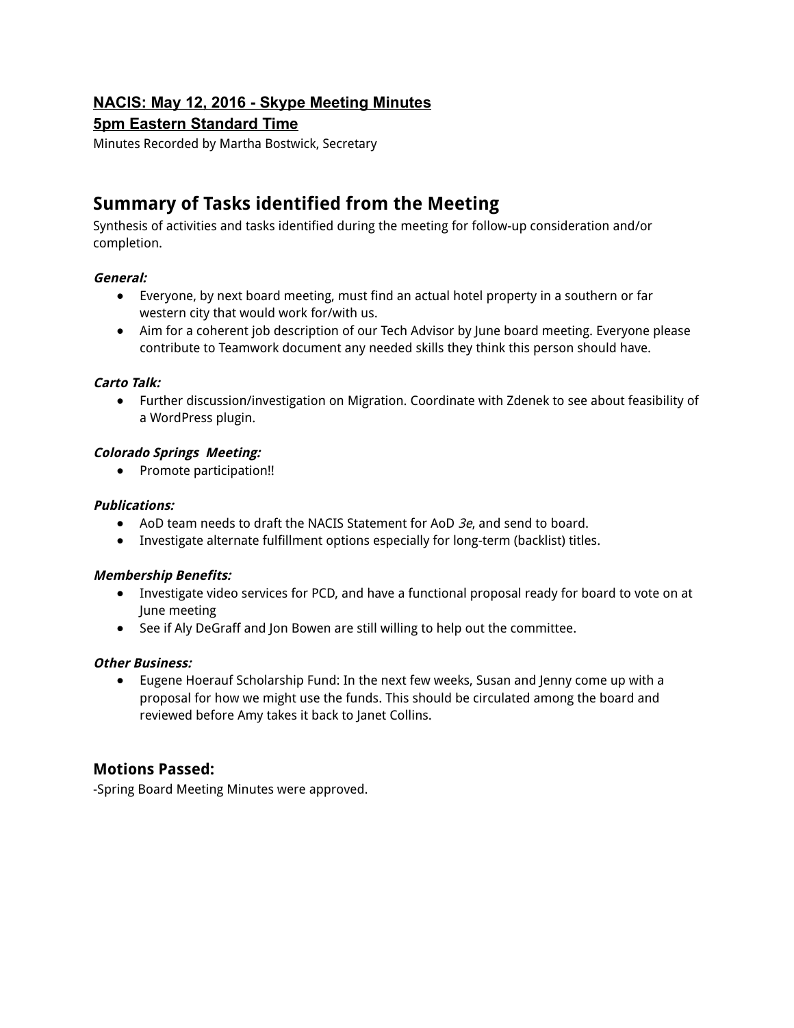**NACIS: May 12, 2016 - Skype Meeting Minutes**
**5pm Eastern Standard Time**

Minutes Recorded by Martha Bostwick, Secretary

## Summary of Tasks identified from the Meeting

Synthesis of activities and tasks identified during the meeting for follow-up consideration and/or completion.

***General:***

- Everyone, by next board meeting, must find an actual hotel property in a southern or far western city that would work for/with us.
- Aim for a coherent job description of our Tech Advisor by June board meeting. Everyone please contribute to Teamwork document any needed skills they think this person should have.

***Carto Talk:***

- Further discussion/investigation on Migration. Coordinate with Zdenek to see about feasibility of a WordPress plugin.

***Colorado Springs Meeting:***

- Promote participation!!

***Publications:***

- AoD team needs to draft the NACIS Statement for AoD *3e*, and send to board.
- Investigate alternate fulfillment options especially for long-term (backlist) titles.

***Membership Benefits:***

- Investigate video services for PCD, and have a functional proposal ready for board to vote on at June meeting
- See if Aly DeGraff and Jon Bowen are still willing to help out the committee.

***Other Business:***

- Eugene Hoerauf Scholarship Fund: In the next few weeks, Susan and Jenny come up with a proposal for how we might use the funds. This should be circulated among the board and reviewed before Amy takes it back to Janet Collins.

### Motions Passed:

-Spring Board Meeting Minutes were approved.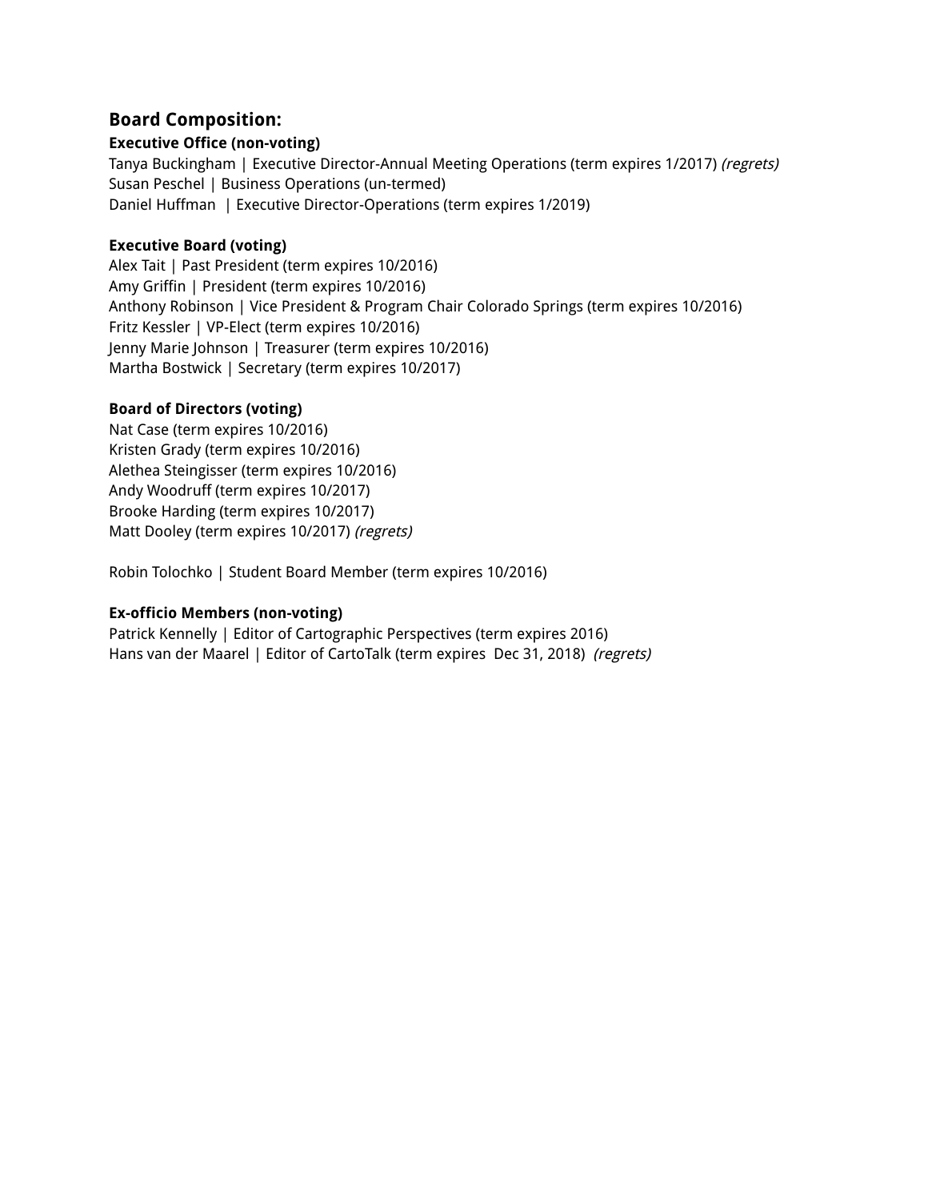## Board Composition:

**Executive Office (non-voting)**
Tanya Buckingham | Executive Director-Annual Meeting Operations (term expires 1/2017) *(regrets)*
Susan Peschel | Business Operations (un-termed)
Daniel Huffman | Executive Director-Operations (term expires 1/2019)

**Executive Board (voting)**
Alex Tait | Past President (term expires 10/2016)
Amy Griffin | President (term expires 10/2016)
Anthony Robinson | Vice President & Program Chair Colorado Springs (term expires 10/2016)
Fritz Kessler | VP-Elect (term expires 10/2016)
Jenny Marie Johnson | Treasurer (term expires 10/2016)
Martha Bostwick | Secretary (term expires 10/2017)

**Board of Directors (voting)**
Nat Case (term expires 10/2016)
Kristen Grady (term expires 10/2016)
Alethea Steingisser (term expires 10/2016)
Andy Woodruff (term expires 10/2017)
Brooke Harding (term expires 10/2017)
Matt Dooley (term expires 10/2017) *(regrets)*

Robin Tolochko | Student Board Member (term expires 10/2016)

**Ex-officio Members (non-voting)**
Patrick Kennelly | Editor of Cartographic Perspectives (term expires 2016)
Hans van der Maarel | Editor of CartoTalk (term expires Dec 31, 2018) *(regrets)*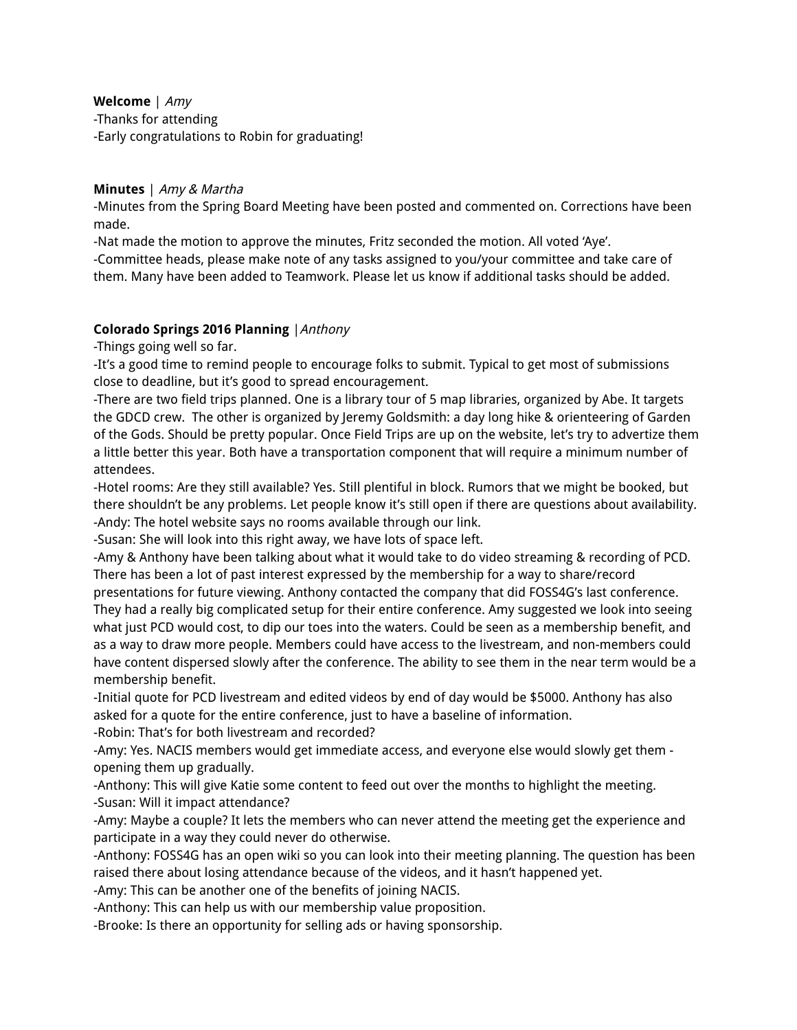**Welcome** | *Amy*

-Thanks for attending

-Early congratulations to Robin for graduating!

**Minutes** | *Amy & Martha*

-Minutes from the Spring Board Meeting have been posted and commented on. Corrections have been made.

-Nat made the motion to approve the minutes, Fritz seconded the motion. All voted 'Aye'.

-Committee heads, please make note of any tasks assigned to you/your committee and take care of them. Many have been added to Teamwork. Please let us know if additional tasks should be added.

**Colorado Springs 2016 Planning** |*Anthony*

-Things going well so far.

-It's a good time to remind people to encourage folks to submit. Typical to get most of submissions close to deadline, but it's good to spread encouragement.

-There are two field trips planned. One is a library tour of 5 map libraries, organized by Abe. It targets the GDCD crew. The other is organized by Jeremy Goldsmith: a day long hike & orienteering of Garden of the Gods. Should be pretty popular. Once Field Trips are up on the website, let's try to advertize them a little better this year. Both have a transportation component that will require a minimum number of attendees.

-Hotel rooms: Are they still available? Yes. Still plentiful in block. Rumors that we might be booked, but there shouldn't be any problems. Let people know it's still open if there are questions about availability.

-Andy: The hotel website says no rooms available through our link.

-Susan: She will look into this right away, we have lots of space left.

-Amy & Anthony have been talking about what it would take to do video streaming & recording of PCD. There has been a lot of past interest expressed by the membership for a way to share/record presentations for future viewing. Anthony contacted the company that did FOSS4G's last conference. They had a really big complicated setup for their entire conference. Amy suggested we look into seeing what just PCD would cost, to dip our toes into the waters. Could be seen as a membership benefit, and as a way to draw more people. Members could have access to the livestream, and non-members could have content dispersed slowly after the conference. The ability to see them in the near term would be a membership benefit.

-Initial quote for PCD livestream and edited videos by end of day would be $5000. Anthony has also asked for a quote for the entire conference, just to have a baseline of information.

-Robin: That's for both livestream and recorded?

-Amy: Yes. NACIS members would get immediate access, and everyone else would slowly get them - opening them up gradually.

-Anthony: This will give Katie some content to feed out over the months to highlight the meeting.

-Susan: Will it impact attendance?

-Amy: Maybe a couple? It lets the members who can never attend the meeting get the experience and participate in a way they could never do otherwise.

-Anthony: FOSS4G has an open wiki so you can look into their meeting planning. The question has been raised there about losing attendance because of the videos, and it hasn't happened yet.

-Amy: This can be another one of the benefits of joining NACIS.

-Anthony: This can help us with our membership value proposition.

-Brooke: Is there an opportunity for selling ads or having sponsorship.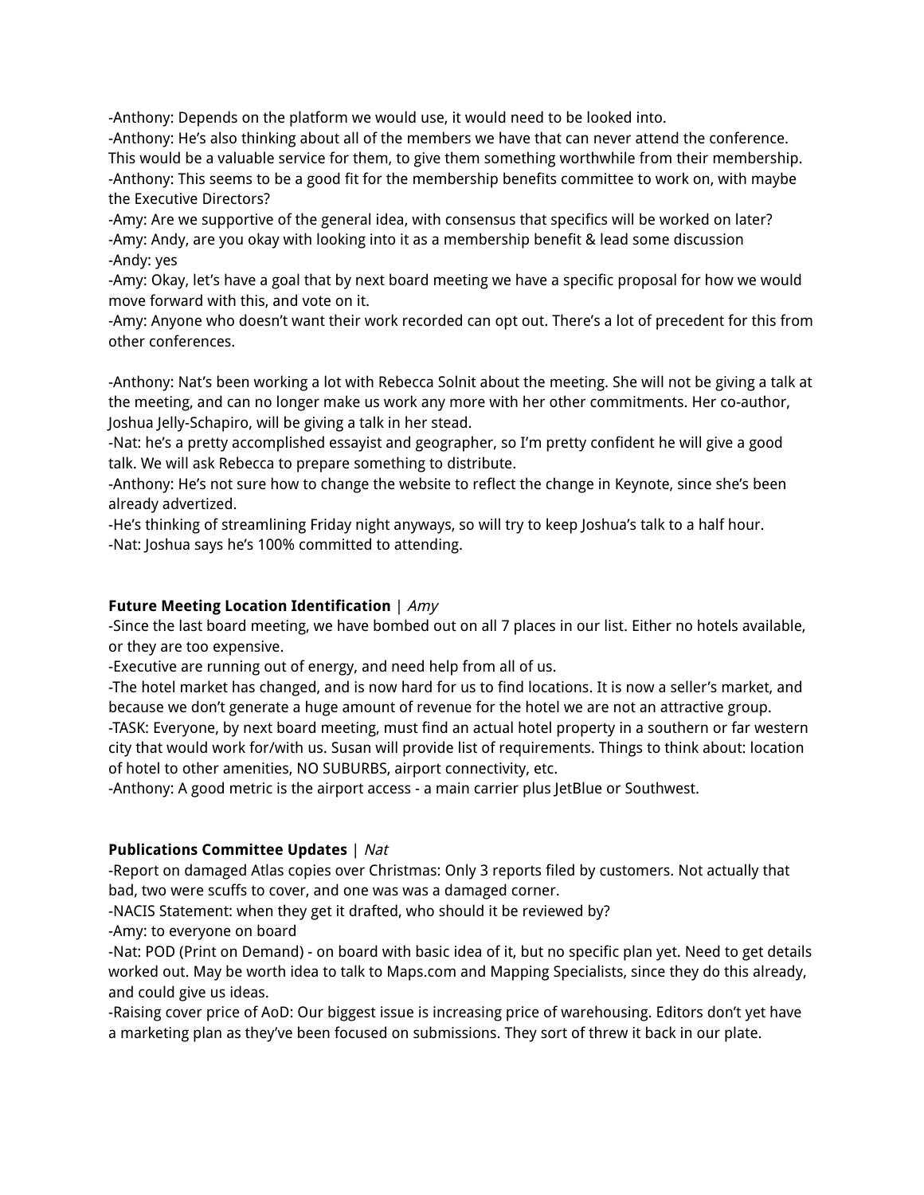-Anthony: Depends on the platform we would use, it would need to be looked into.
-Anthony: He's also thinking about all of the members we have that can never attend the conference. This would be a valuable service for them, to give them something worthwhile from their membership.
-Anthony: This seems to be a good fit for the membership benefits committee to work on, with maybe the Executive Directors?
-Amy: Are we supportive of the general idea, with consensus that specifics will be worked on later?
-Amy: Andy, are you okay with looking into it as a membership benefit & lead some discussion
-Andy: yes
-Amy: Okay, let's have a goal that by next board meeting we have a specific proposal for how we would move forward with this, and vote on it.
-Amy: Anyone who doesn't want their work recorded can opt out. There's a lot of precedent for this from other conferences.

-Anthony: Nat's been working a lot with Rebecca Solnit about the meeting. She will not be giving a talk at the meeting, and can no longer make us work any more with her other commitments. Her co-author, Joshua Jelly-Schapiro, will be giving a talk in her stead.
-Nat: he's a pretty accomplished essayist and geographer, so I'm pretty confident he will give a good talk. We will ask Rebecca to prepare something to distribute.
-Anthony: He's not sure how to change the website to reflect the change in Keynote, since she's been already advertized.
-He's thinking of streamlining Friday night anyways, so will try to keep Joshua's talk to a half hour.
-Nat: Joshua says he's 100% committed to attending.

**Future Meeting Location Identification** | *Amy*
-Since the last board meeting, we have bombed out on all 7 places in our list. Either no hotels available, or they are too expensive.
-Executive are running out of energy, and need help from all of us.
-The hotel market has changed, and is now hard for us to find locations. It is now a seller's market, and because we don't generate a huge amount of revenue for the hotel we are not an attractive group.
-TASK: Everyone, by next board meeting, must find an actual hotel property in a southern or far western city that would work for/with us. Susan will provide list of requirements. Things to think about: location of hotel to other amenities, NO SUBURBS, airport connectivity, etc.
-Anthony: A good metric is the airport access - a main carrier plus JetBlue or Southwest.

**Publications Committee Updates** | *Nat*
-Report on damaged Atlas copies over Christmas: Only 3 reports filed by customers. Not actually that bad, two were scuffs to cover, and one was was a damaged corner.
-NACIS Statement: when they get it drafted, who should it be reviewed by?
-Amy: to everyone on board
-Nat: POD (Print on Demand) - on board with basic idea of it, but no specific plan yet. Need to get details worked out. May be worth idea to talk to Maps.com and Mapping Specialists, since they do this already, and could give us ideas.
-Raising cover price of AoD: Our biggest issue is increasing price of warehousing. Editors don't yet have a marketing plan as they've been focused on submissions. They sort of threw it back in our plate.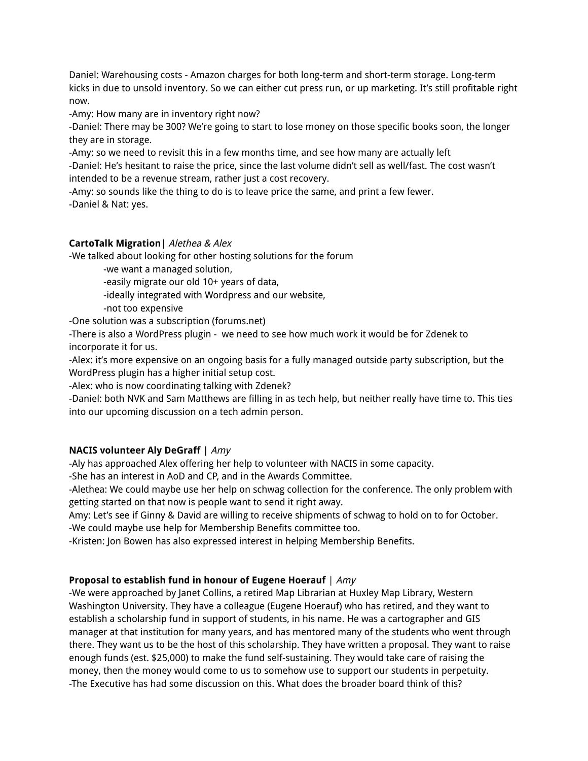Daniel: Warehousing costs - Amazon charges for both long-term and short-term storage. Long-term kicks in due to unsold inventory. So we can either cut press run, or up marketing. It's still profitable right now.
-Amy: How many are in inventory right now?
-Daniel: There may be 300? We're going to start to lose money on those specific books soon, the longer they are in storage.
-Amy: so we need to revisit this in a few months time, and see how many are actually left
-Daniel: He's hesitant to raise the price, since the last volume didn't sell as well/fast. The cost wasn't intended to be a revenue stream, rather just a cost recovery.
-Amy: so sounds like the thing to do is to leave price the same, and print a few fewer.
-Daniel & Nat: yes.

**CartoTalk Migration**| *Alethea & Alex*
-We talked about looking for other hosting solutions for the forum
    -we want a managed solution,
    -easily migrate our old 10+ years of data,
    -ideally integrated with Wordpress and our website,
    -not too expensive
-One solution was a subscription (forums.net)
-There is also a WordPress plugin - we need to see how much work it would be for Zdenek to incorporate it for us.
-Alex: it's more expensive on an ongoing basis for a fully managed outside party subscription, but the WordPress plugin has a higher initial setup cost.
-Alex: who is now coordinating talking with Zdenek?
-Daniel: both NVK and Sam Matthews are filling in as tech help, but neither really have time to. This ties into our upcoming discussion on a tech admin person.

**NACIS volunteer Aly DeGraff** | *Amy*
-Aly has approached Alex offering her help to volunteer with NACIS in some capacity.
-She has an interest in AoD and CP, and in the Awards Committee.
-Alethea: We could maybe use her help on schwag collection for the conference. The only problem with getting started on that now is people want to send it right away.
Amy: Let's see if Ginny & David are willing to receive shipments of schwag to hold on to for October.
-We could maybe use help for Membership Benefits committee too.
-Kristen: Jon Bowen has also expressed interest in helping Membership Benefits.

**Proposal to establish fund in honour of Eugene Hoerauf** | *Amy*
-We were approached by Janet Collins, a retired Map Librarian at Huxley Map Library, Western Washington University. They have a colleague (Eugene Hoerauf) who has retired, and they want to establish a scholarship fund in support of students, in his name. He was a cartographer and GIS manager at that institution for many years, and has mentored many of the students who went through there. They want us to be the host of this scholarship. They have written a proposal. They want to raise enough funds (est. $25,000) to make the fund self-sustaining. They would take care of raising the money, then the money would come to us to somehow use to support our students in perpetuity.
-The Executive has had some discussion on this. What does the broader board think of this?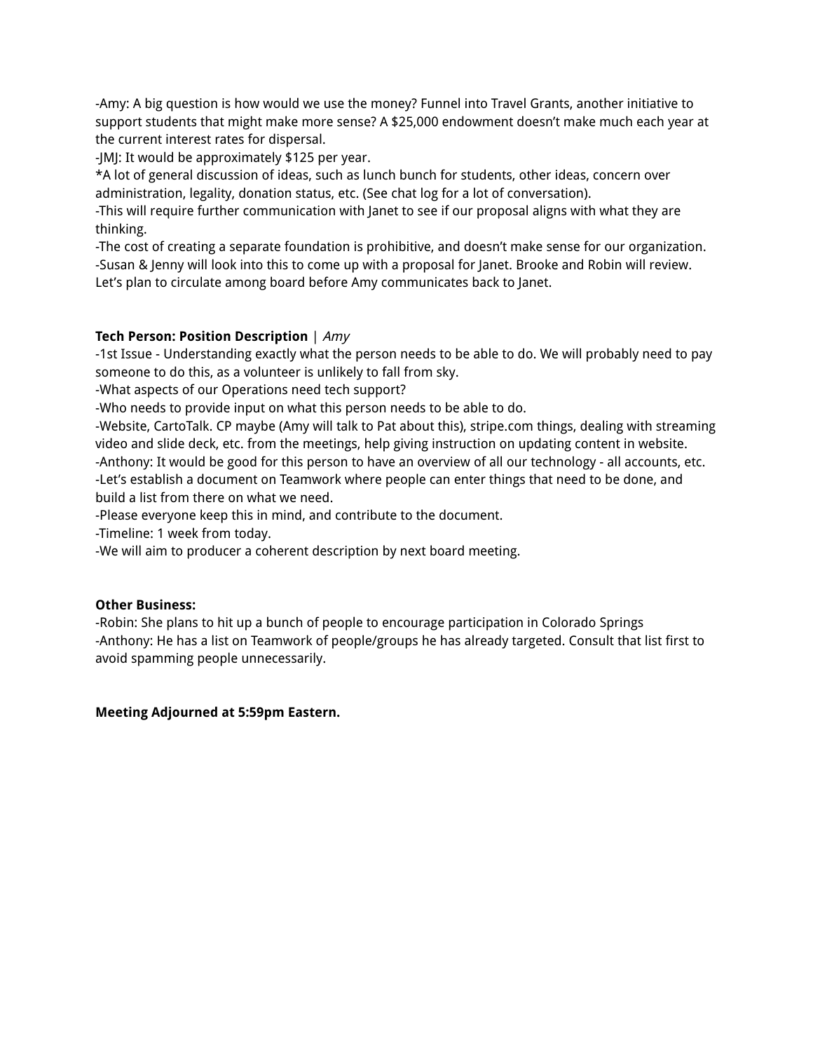-Amy: A big question is how would we use the money? Funnel into Travel Grants, another initiative to support students that might make more sense? A $25,000 endowment doesn't make much each year at the current interest rates for dispersal.
-JMJ: It would be approximately $125 per year.
*A lot of general discussion of ideas, such as lunch bunch for students, other ideas, concern over administration, legality, donation status, etc. (See chat log for a lot of conversation).
-This will require further communication with Janet to see if our proposal aligns with what they are thinking.
-The cost of creating a separate foundation is prohibitive, and doesn't make sense for our organization.
-Susan & Jenny will look into this to come up with a proposal for Janet. Brooke and Robin will review. Let's plan to circulate among board before Amy communicates back to Janet.

**Tech Person: Position Description** | *Amy*
-1st Issue - Understanding exactly what the person needs to be able to do. We will probably need to pay someone to do this, as a volunteer is unlikely to fall from sky.
-What aspects of our Operations need tech support?
-Who needs to provide input on what this person needs to be able to do.
-Website, CartoTalk. CP maybe (Amy will talk to Pat about this), stripe.com things, dealing with streaming video and slide deck, etc. from the meetings, help giving instruction on updating content in website.
-Anthony: It would be good for this person to have an overview of all our technology - all accounts, etc.
-Let's establish a document on Teamwork where people can enter things that need to be done, and build a list from there on what we need.
-Please everyone keep this in mind, and contribute to the document.
-Timeline: 1 week from today.
-We will aim to producer a coherent description by next board meeting.

**Other Business:**
-Robin: She plans to hit up a bunch of people to encourage participation in Colorado Springs
-Anthony: He has a list on Teamwork of people/groups he has already targeted. Consult that list first to avoid spamming people unnecessarily.

**Meeting Adjourned at 5:59pm Eastern.**